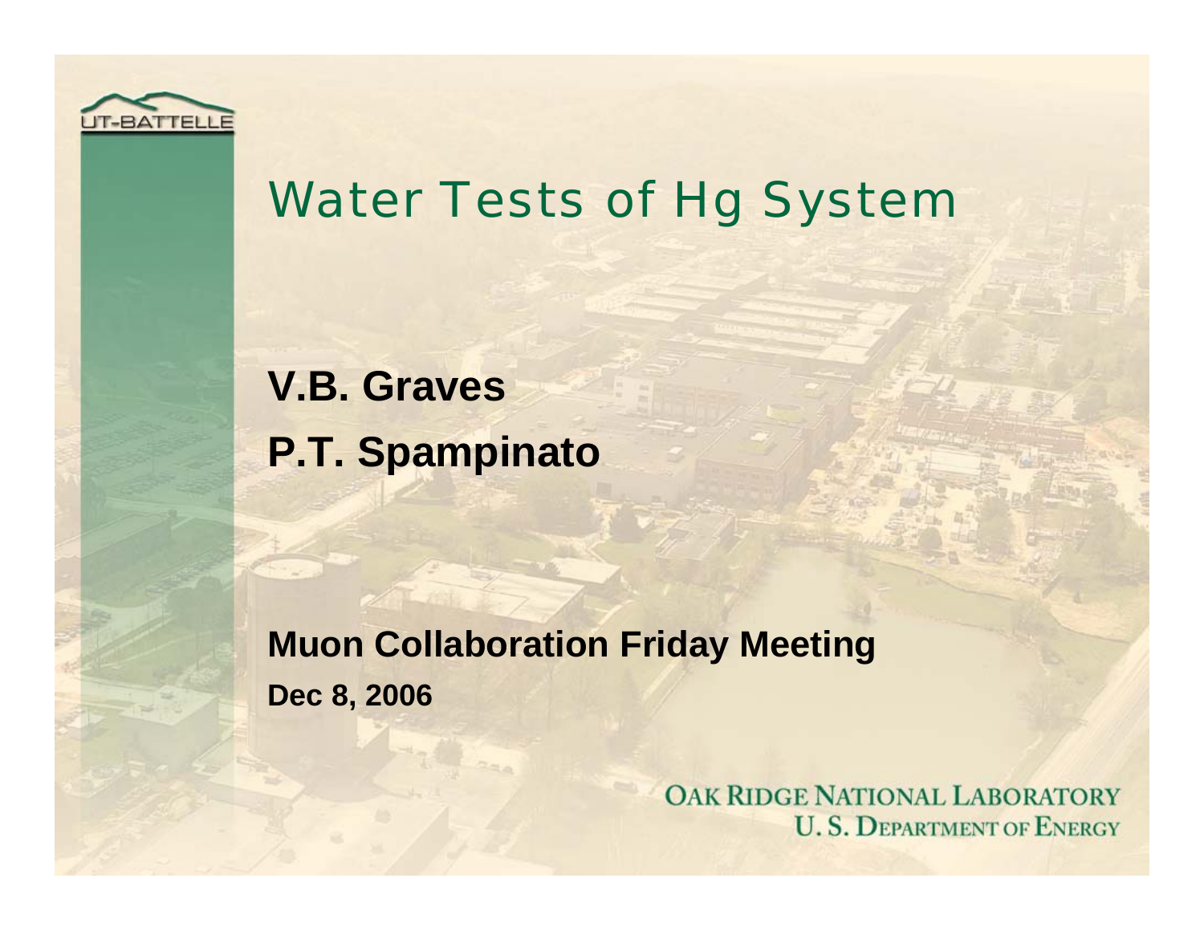# Water Tests of Hg System

**V.B. Graves**

**P.T. Spampinato**

**Muon Collaboration Friday Meeting**

**Dec 8, 2006**

UT-BATTELLE

OAK RIDGE NATIONAL LABORATORY
U. S. DEPARTMENT OF ENERGY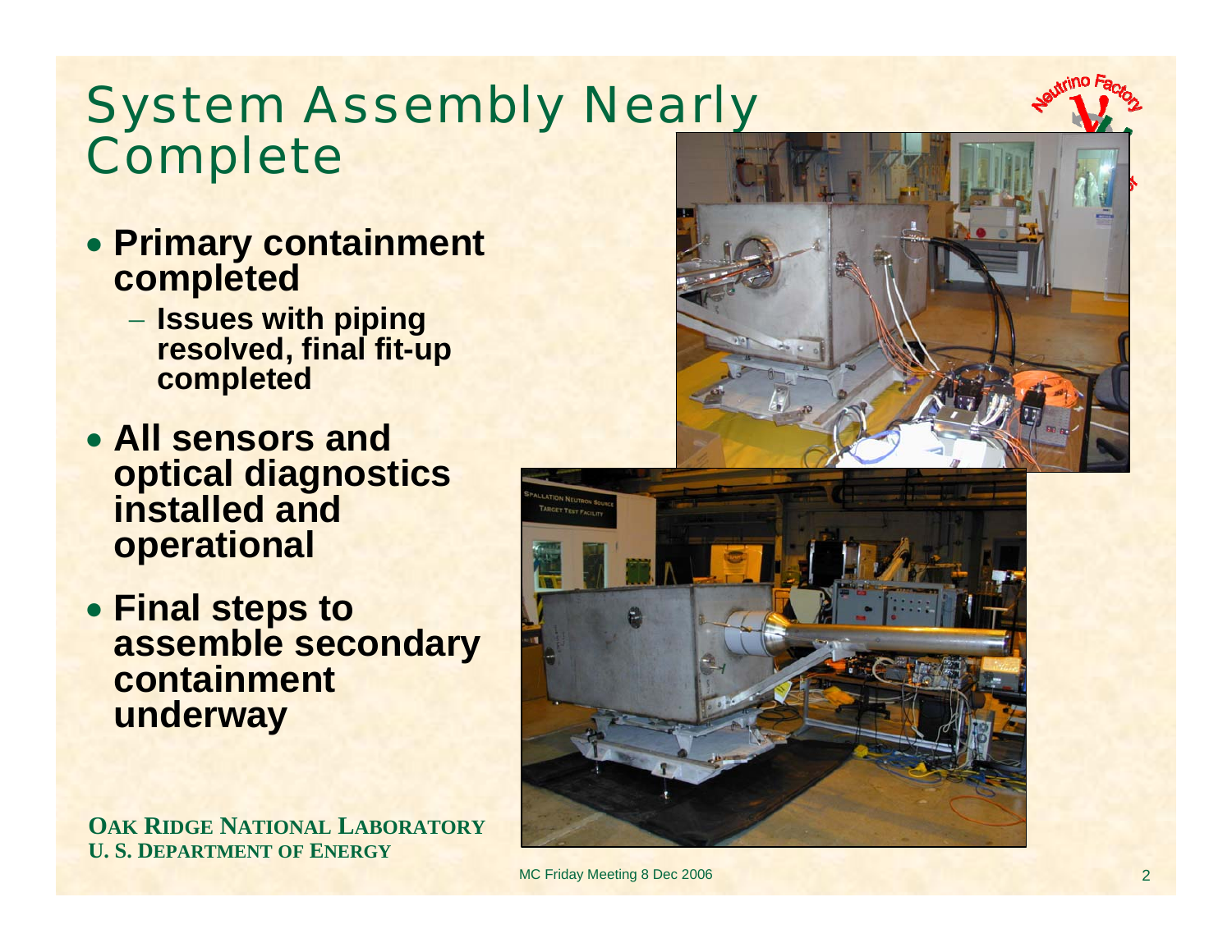# System Assembly Nearly Complete

- **Primary containment completed**
  - **Issues with piping resolved, final fit-up completed**
- **All sensors and optical diagnostics installed and operational**
- **Final steps to assemble secondary containment underway**

**OAK RIDGE NATIONAL LABORATORY**
**U. S. DEPARTMENT OF ENERGY**

MC Friday Meeting 8 Dec 2006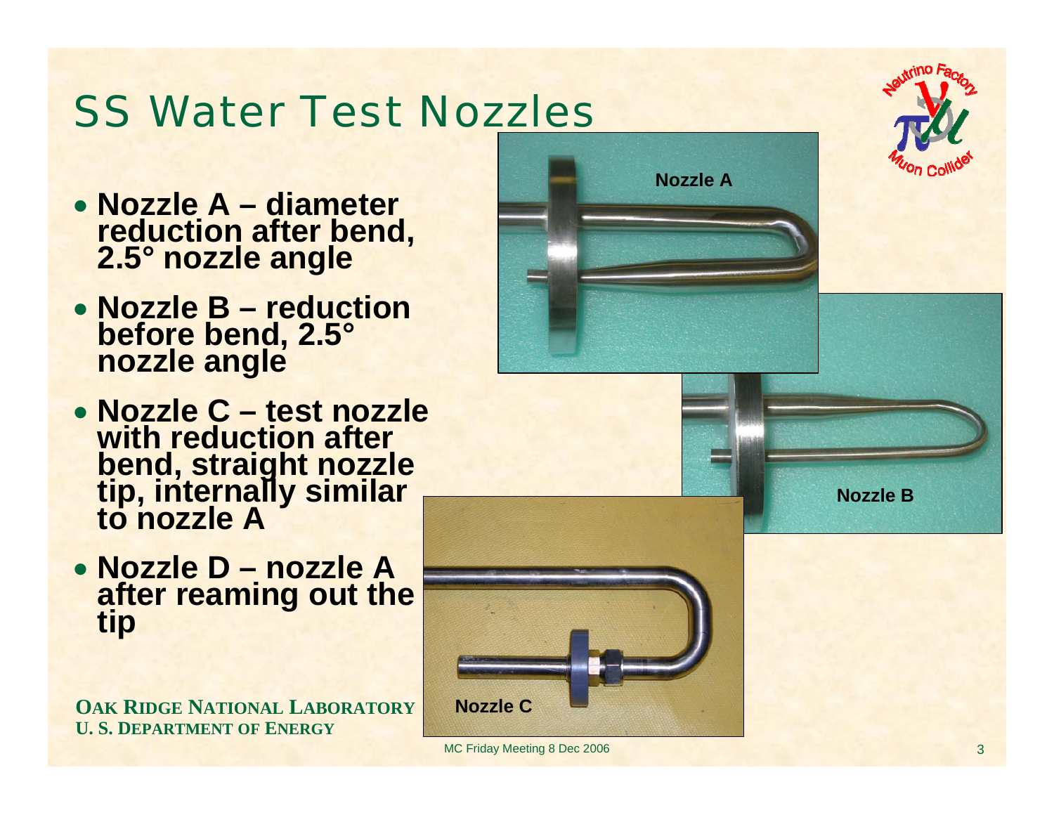# SS Water Test Nozzles

- **Nozzle A – diameter reduction after bend, 2.5° nozzle angle**
- **Nozzle B – reduction before bend, 2.5° nozzle angle**
- **Nozzle C – test nozzle with reduction after bend, straight nozzle tip, internally similar to nozzle A**
- **Nozzle D – nozzle A after reaming out the tip**

Nozzle A

Nozzle B

Nozzle C

**OAK RIDGE NATIONAL LABORATORY**
**U. S. DEPARTMENT OF ENERGY**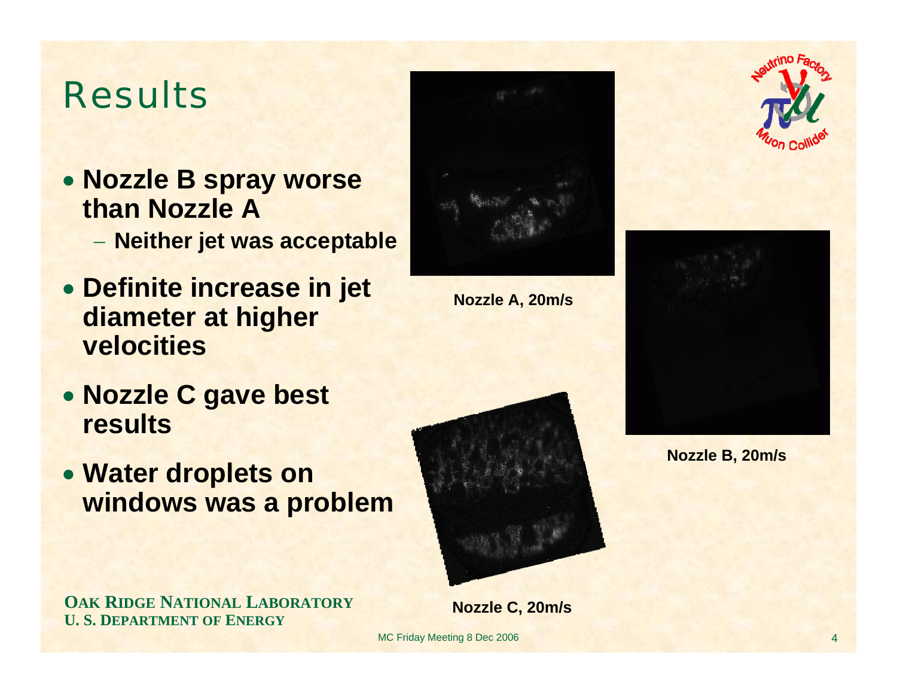# Results

- **Nozzle B spray worse than Nozzle A**
  - **Neither jet was acceptable**
- **Definite increase in jet diameter at higher velocities**
- **Nozzle C gave best results**
- **Water droplets on windows was a problem**

**Nozzle A, 20m/s**

**Nozzle B, 20m/s**

**Nozzle C, 20m/s**

**OAK RIDGE NATIONAL LABORATORY**
**U. S. DEPARTMENT OF ENERGY**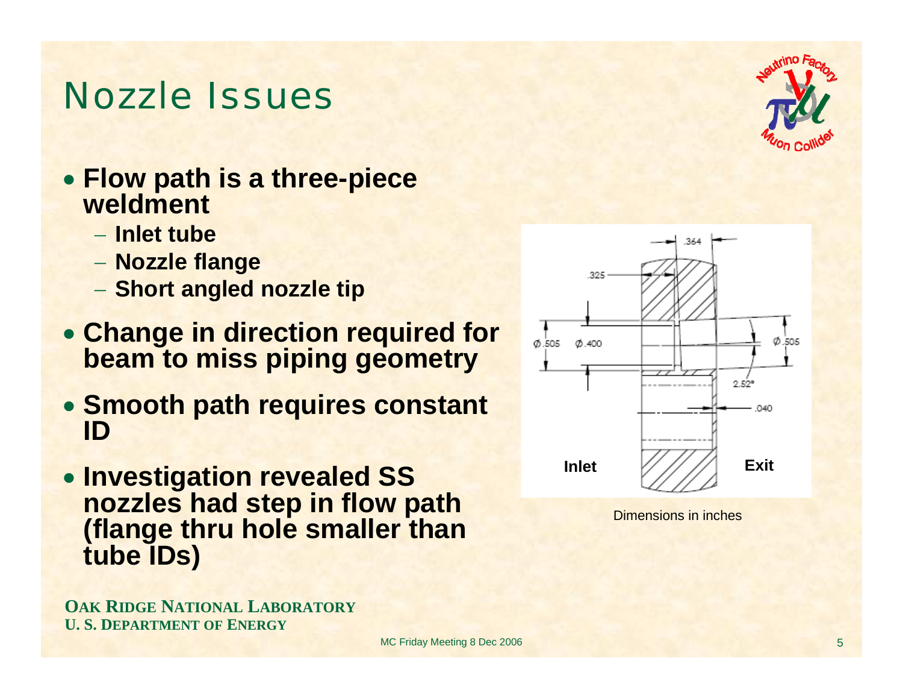# Nozzle Issues

- **Flow path is a three-piece weldment**
  - **Inlet tube**
  - **Nozzle flange**
  - **Short angled nozzle tip**
- **Change in direction required for beam to miss piping geometry**
- **Smooth path requires constant ID**
- **Investigation revealed SS nozzles had step in flow path (flange thru hole smaller than tube IDs)**

Dimensions in inches

**OAK RIDGE NATIONAL LABORATORY**
**U. S. DEPARTMENT OF ENERGY**

MC Friday Meeting 8 Dec 2006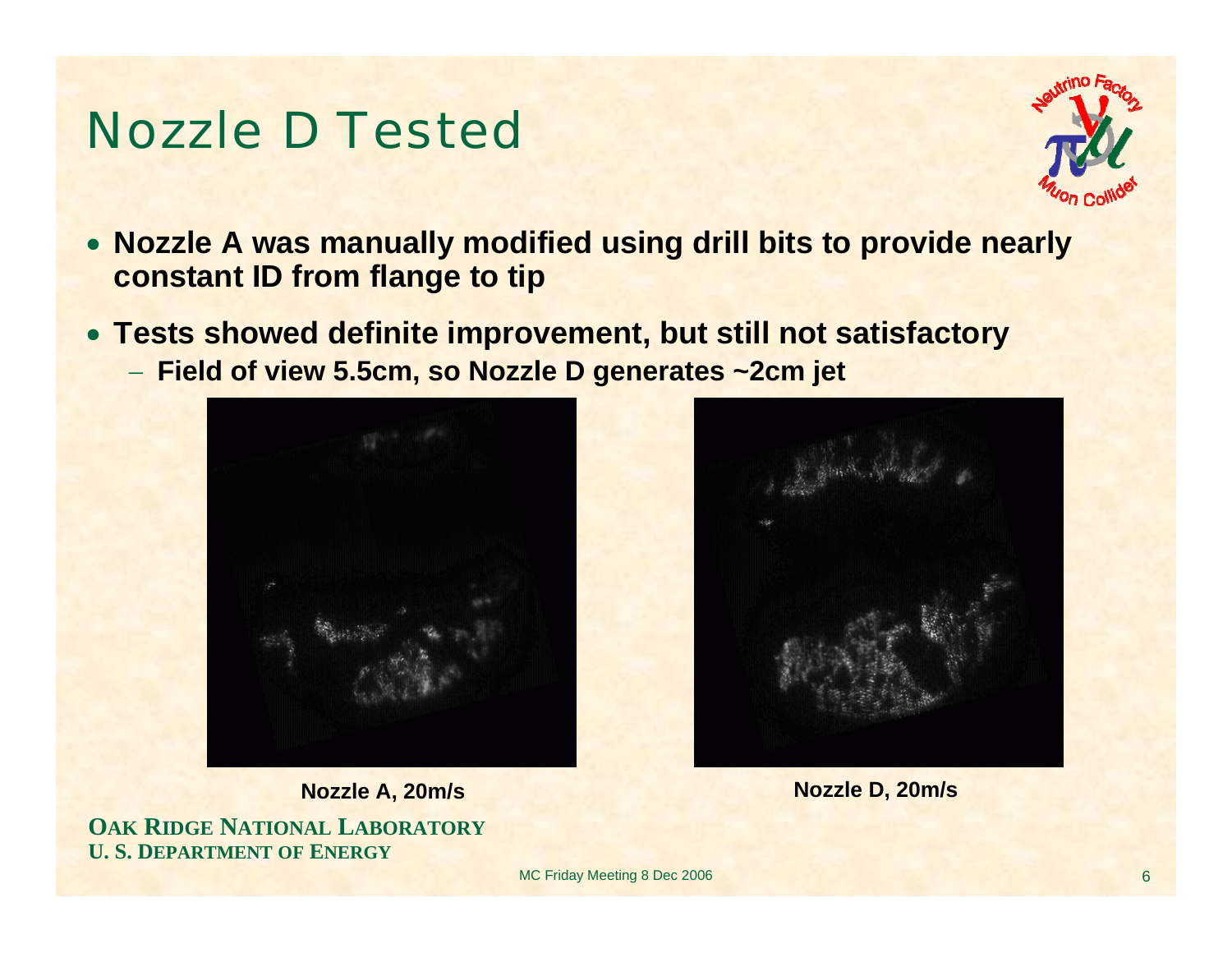# Nozzle D Tested

- **Nozzle A was manually modified using drill bits to provide nearly constant ID from flange to tip**
- **Tests showed definite improvement, but still not satisfactory**
  - **Field of view 5.5cm, so Nozzle D generates ~2cm jet**

**Nozzle A, 20m/s**

**Nozzle D, 20m/s**

**OAK RIDGE NATIONAL LABORATORY**
**U. S. DEPARTMENT OF ENERGY**

MC Friday Meeting 8 Dec 2006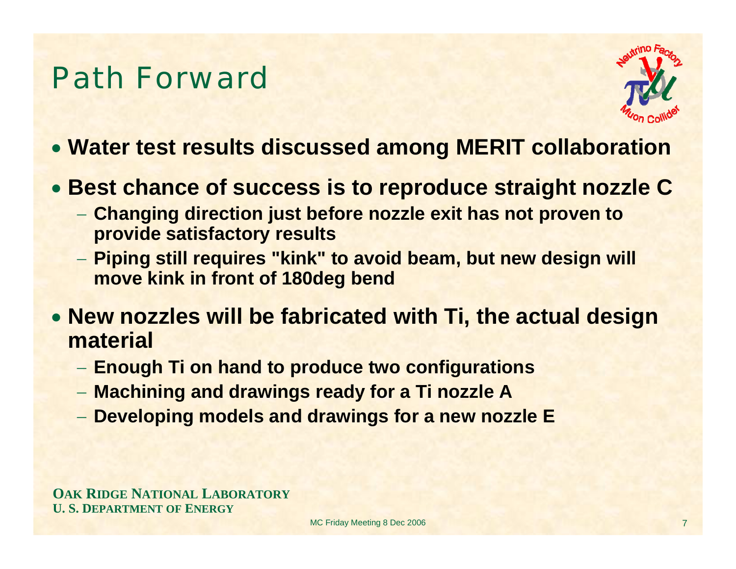# Path Forward

- **Water test results discussed among MERIT collaboration**
- **Best chance of success is to reproduce straight nozzle C**
  - **Changing direction just before nozzle exit has not proven to provide satisfactory results**
  - **Piping still requires "kink" to avoid beam, but new design will move kink in front of 180deg bend**
- **New nozzles will be fabricated with Ti, the actual design material**
  - **Enough Ti on hand to produce two configurations**
  - **Machining and drawings ready for a Ti nozzle A**
  - **Developing models and drawings for a new nozzle E**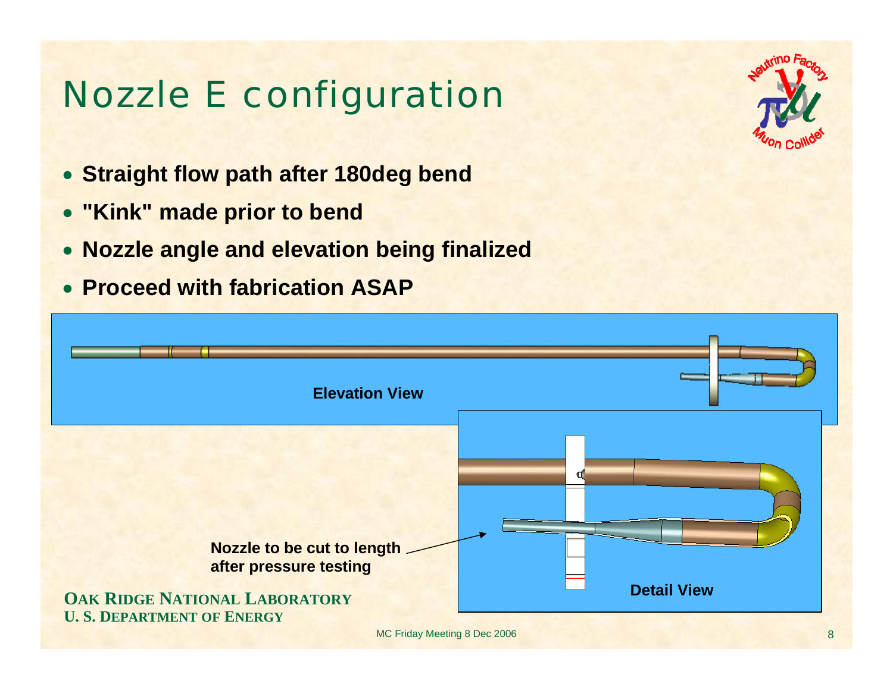# Nozzle E configuration

- **Straight flow path after 180deg bend**
- **"Kink" made prior to bend**
- **Nozzle angle and elevation being finalized**
- **Proceed with fabrication ASAP**

**Elevation View**

**Detail View**

**Nozzle to be cut to length after pressure testing**

**OAK RIDGE NATIONAL LABORATORY**
**U. S. DEPARTMENT OF ENERGY**

MC Friday Meeting 8 Dec 2006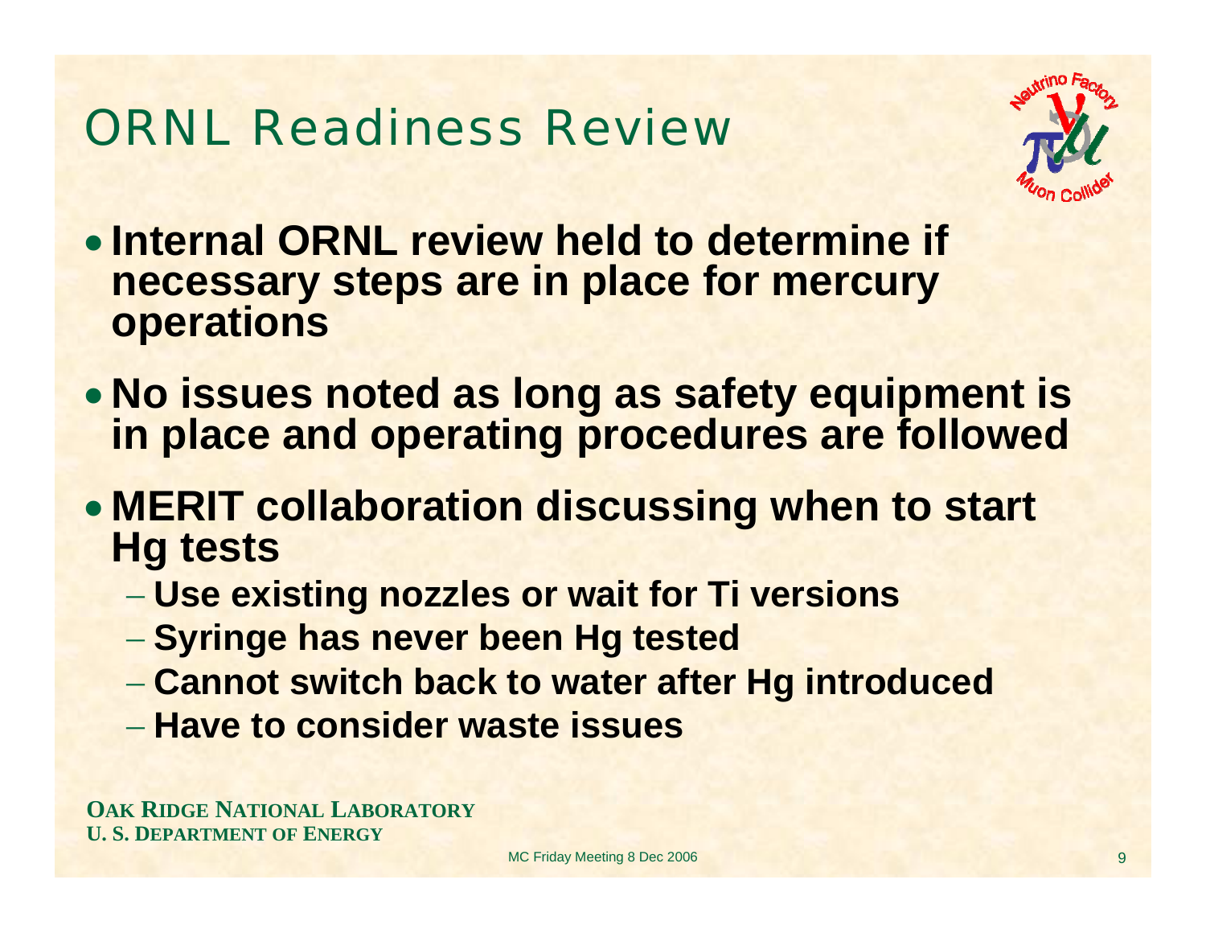# ORNL Readiness Review

- **Internal ORNL review held to determine if necessary steps are in place for mercury operations**
- **No issues noted as long as safety equipment is in place and operating procedures are followed**
- **MERIT collaboration discussing when to start Hg tests**
  - **Use existing nozzles or wait for Ti versions**
  - **Syringe has never been Hg tested**
  - **Cannot switch back to water after Hg introduced**
  - **Have to consider waste issues**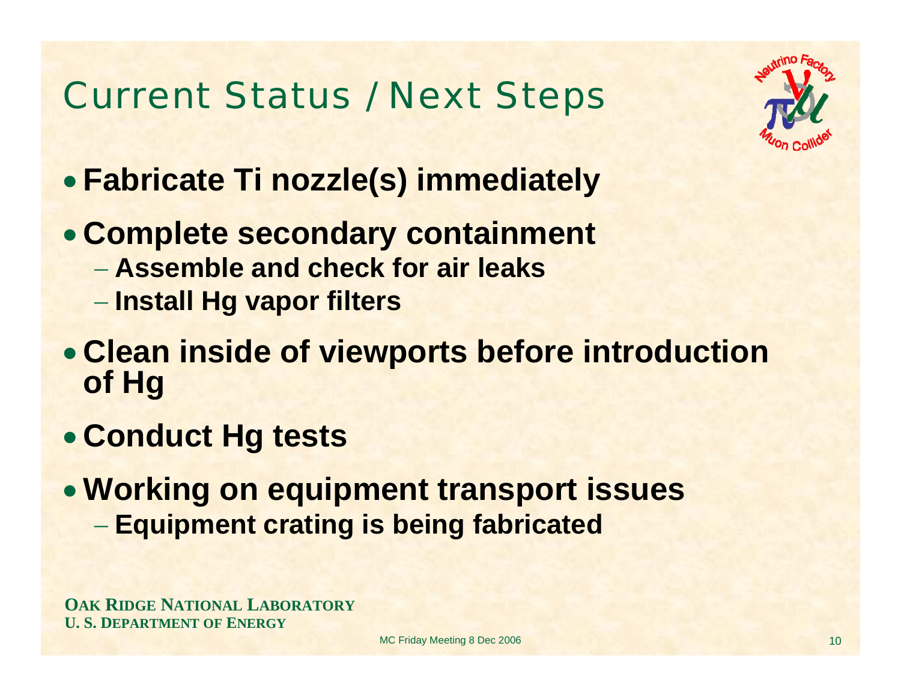# Current Status / Next Steps

- **Fabricate Ti nozzle(s) immediately**
- **Complete secondary containment**
  - **Assemble and check for air leaks**
  - **Install Hg vapor filters**
- **Clean inside of viewports before introduction of Hg**
- **Conduct Hg tests**
- **Working on equipment transport issues**
  - **Equipment crating is being fabricated**